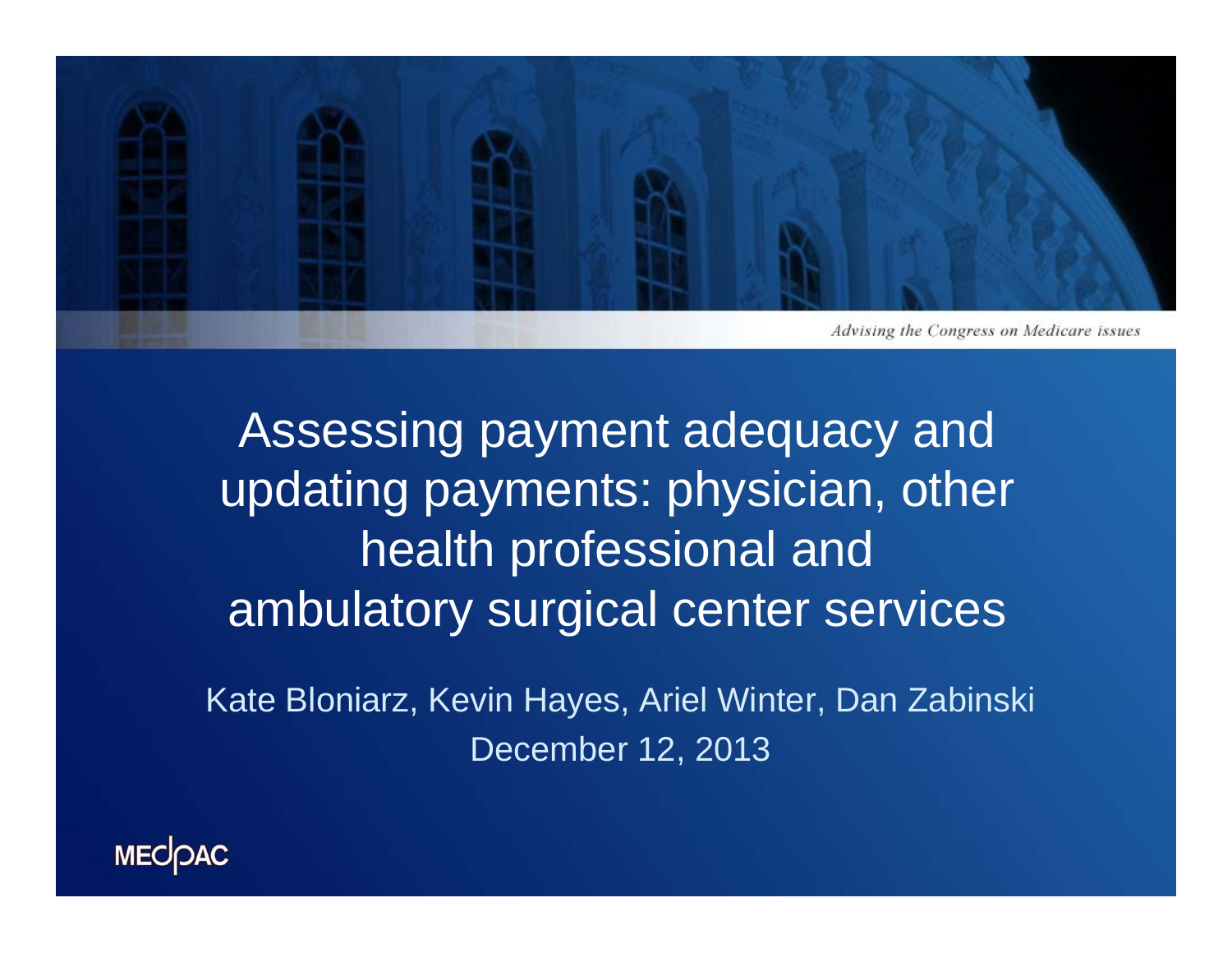*Advising the Congress on Medicare issues*

# Assessing payment adequacy and updating payments: physician, other health professional and ambulatory surgical center services

Kate Bloniarz, Kevin Hayes, Ariel Winter, Dan Zabinski

December 12, 2013

MEDPAC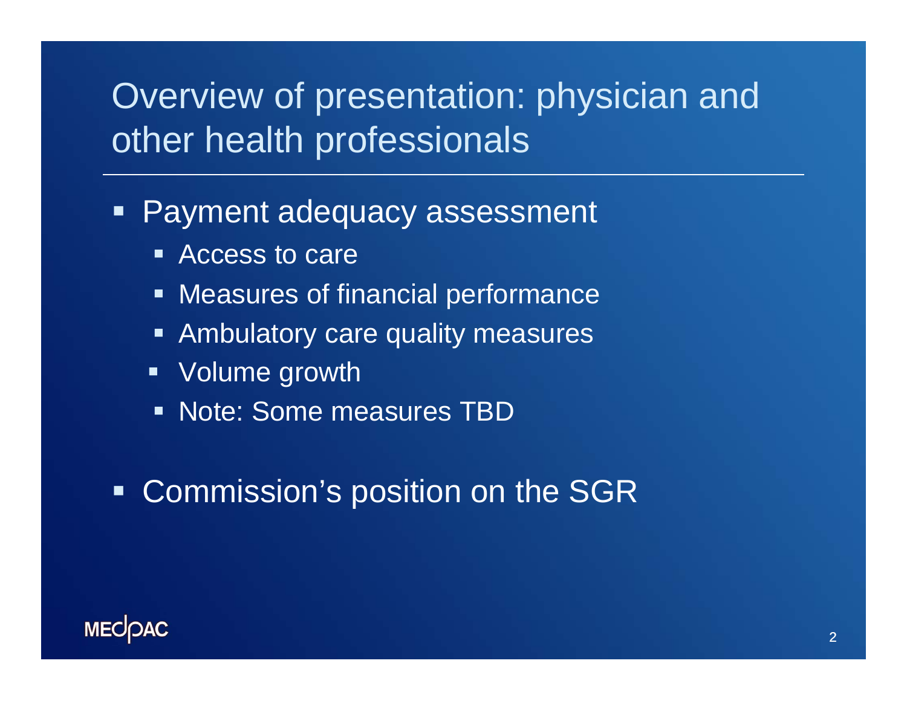# Overview of presentation: physician and other health professionals

- Payment adequacy assessment
  - Access to care
  - Measures of financial performance
  - Ambulatory care quality measures
  - Volume growth
  - Note: Some measures TBD
- Commission's position on the SGR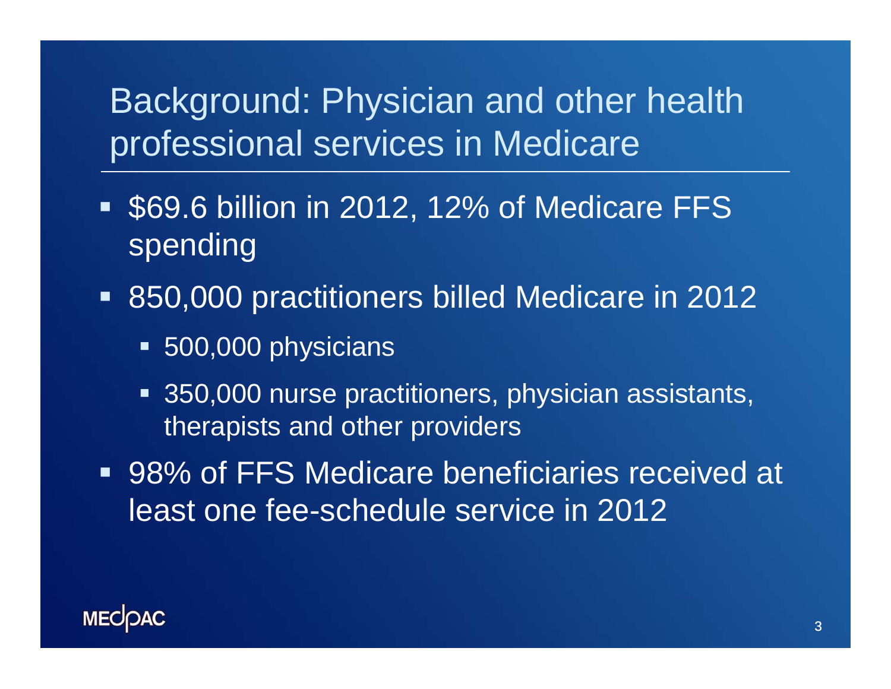# Background: Physician and other health professional services in Medicare

- $69.6 billion in 2012, 12% of Medicare FFS spending
- 850,000 practitioners billed Medicare in 2012
  - 500,000 physicians
  - 350,000 nurse practitioners, physician assistants, therapists and other providers
- 98% of FFS Medicare beneficiaries received at least one fee-schedule service in 2012

MEDPAC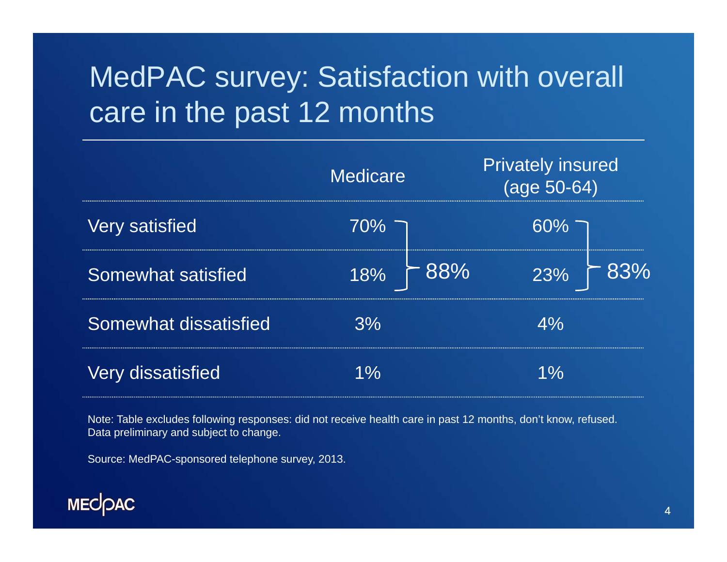# MedPAC survey: Satisfaction with overall care in the past 12 months

| | Medicare | | Privately insured (age 50-64) | |
|---|---|---|---|---|
| Very satisfied | 70% | 88% | 60% | 83% |
| Somewhat satisfied | 18% | | 23% | |
| Somewhat dissatisfied | 3% | | 4% | |
| Very dissatisfied | 1% | | 1% | |

Note: Table excludes following responses: did not receive health care in past 12 months, don't know, refused. Data preliminary and subject to change.

Source: MedPAC-sponsored telephone survey, 2013.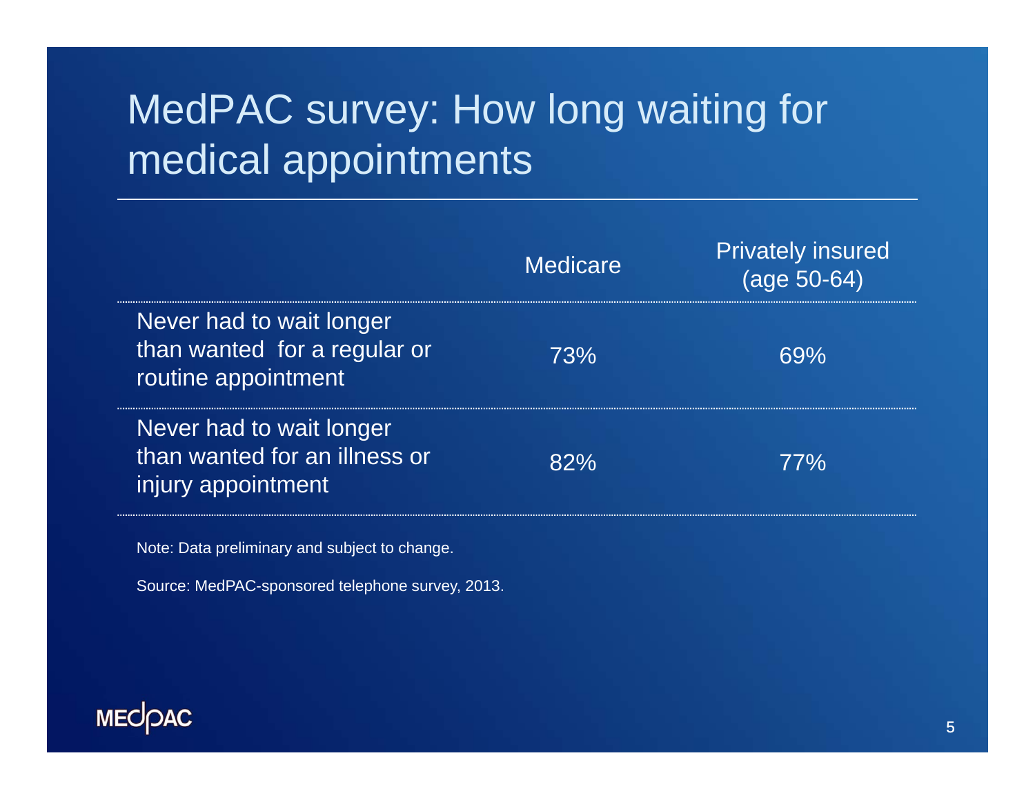# MedPAC survey: How long waiting for medical appointments

| | Medicare | Privately insured (age 50-64) |
|---|---|---|
| Never had to wait longer than wanted for a regular or routine appointment | 73% | 69% |
| Never had to wait longer than wanted for an illness or injury appointment | 82% | 77% |

Note: Data preliminary and subject to change.

Source: MedPAC-sponsored telephone survey, 2013.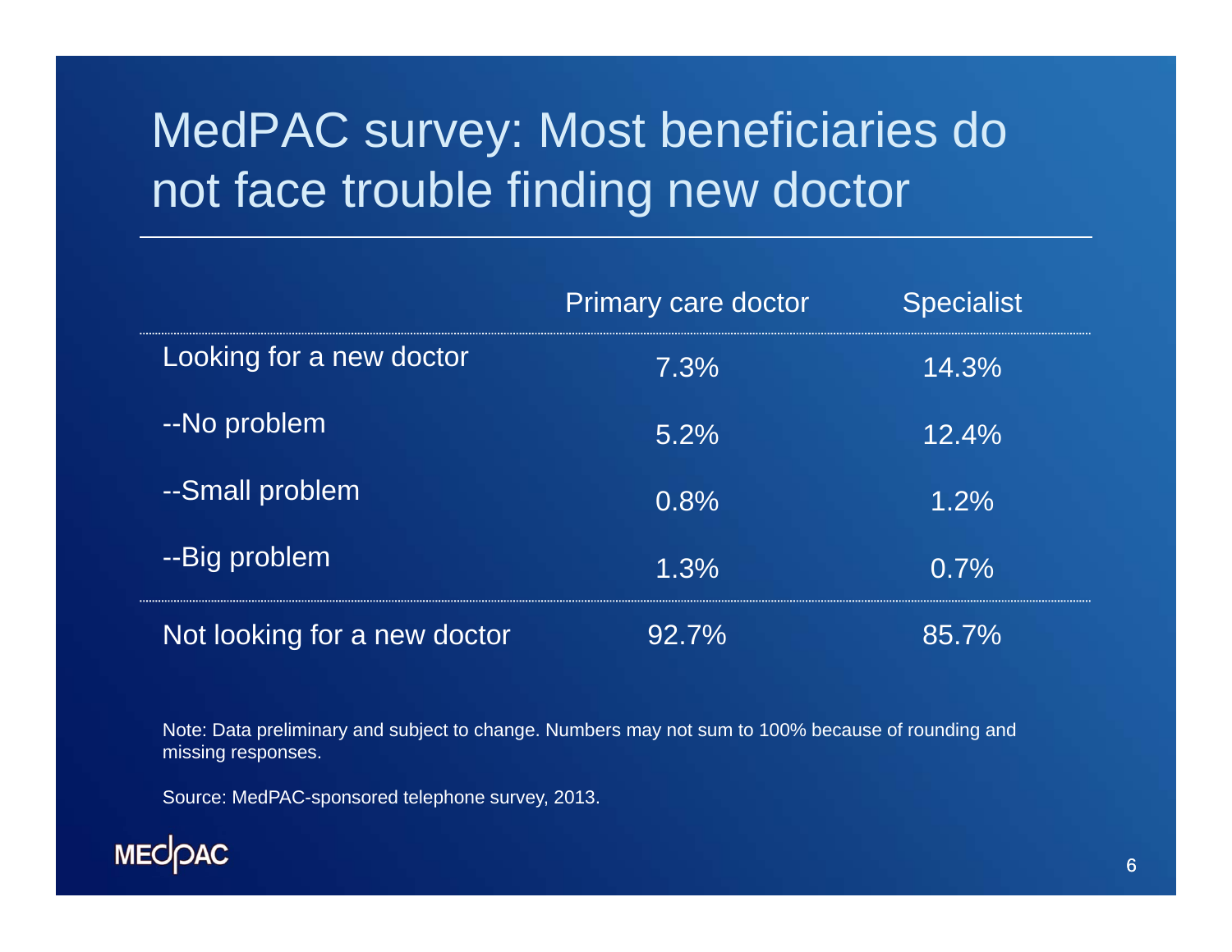# MedPAC survey: Most beneficiaries do not face trouble finding new doctor

| | Primary care doctor | Specialist |
|---|---|---|
| Looking for a new doctor | 7.3% | 14.3% |
| --No problem | 5.2% | 12.4% |
| --Small problem | 0.8% | 1.2% |
| --Big problem | 1.3% | 0.7% |
| Not looking for a new doctor | 92.7% | 85.7% |

Note: Data preliminary and subject to change. Numbers may not sum to 100% because of rounding and missing responses.

Source: MedPAC-sponsored telephone survey, 2013.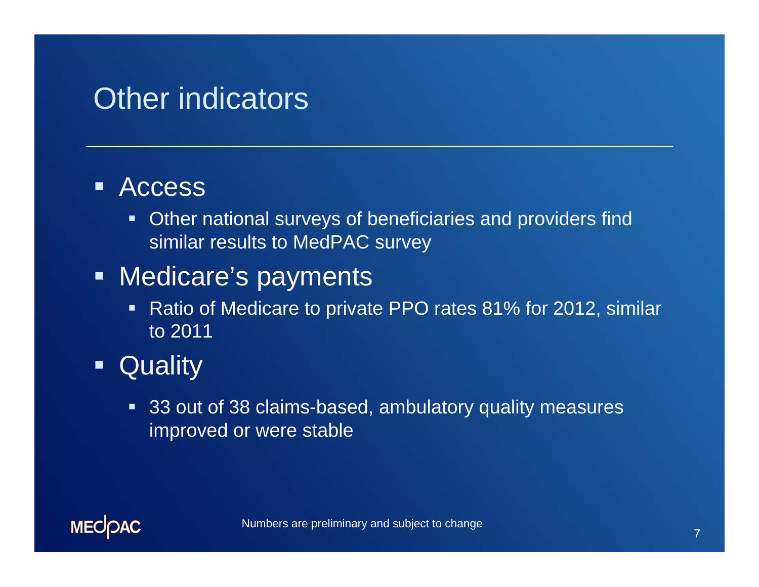# Other indicators

- Access
  - Other national surveys of beneficiaries and providers find similar results to MedPAC survey
- Medicare's payments
  - Ratio of Medicare to private PPO rates 81% for 2012, similar to 2011
- Quality
  - 33 out of 38 claims-based, ambulatory quality measures improved or were stable

Numbers are preliminary and subject to change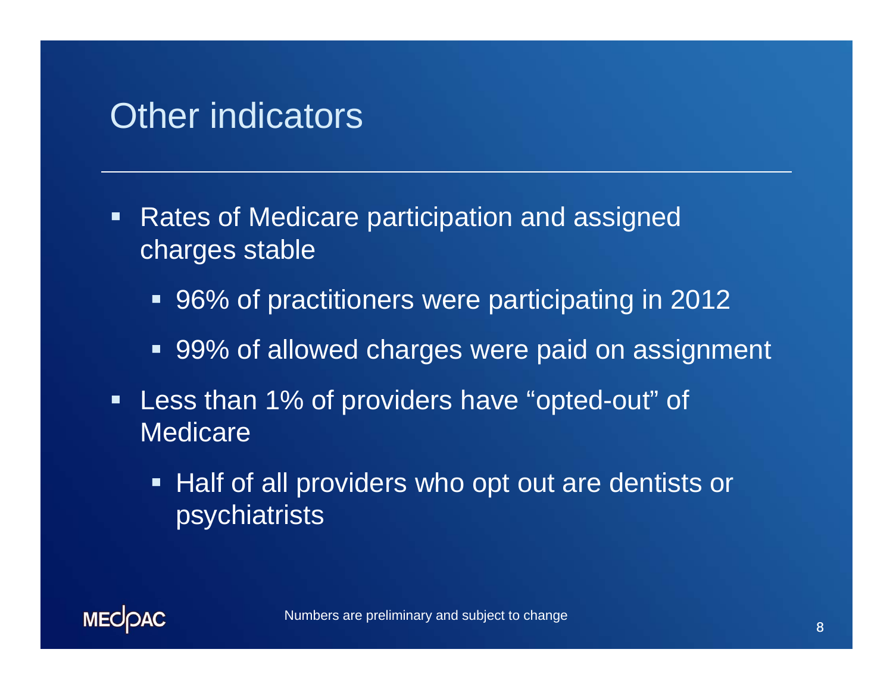# Other indicators

- Rates of Medicare participation and assigned charges stable
  - 96% of practitioners were participating in 2012
  - 99% of allowed charges were paid on assignment
- Less than 1% of providers have "opted-out" of Medicare
  - Half of all providers who opt out are dentists or psychiatrists

Numbers are preliminary and subject to change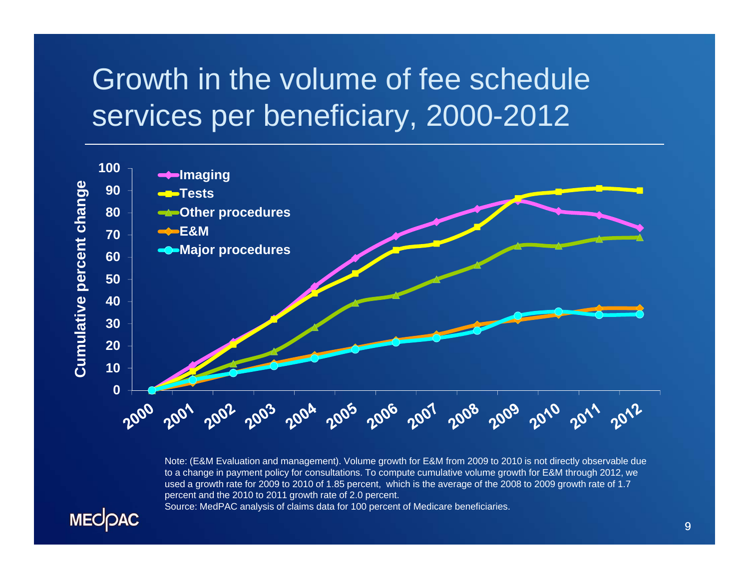# Growth in the volume of fee schedule services per beneficiary, 2000-2012

Note: (E&M Evaluation and management). Volume growth for E&M from 2009 to 2010 is not directly observable due to a change in payment policy for consultations. To compute cumulative volume growth for E&M through 2012, we used a growth rate for 2009 to 2010 of 1.85 percent, which is the average of the 2008 to 2009 growth rate of 1.7 percent and the 2010 to 2011 growth rate of 2.0 percent.

Source: MedPAC analysis of claims data for 100 percent of Medicare beneficiaries.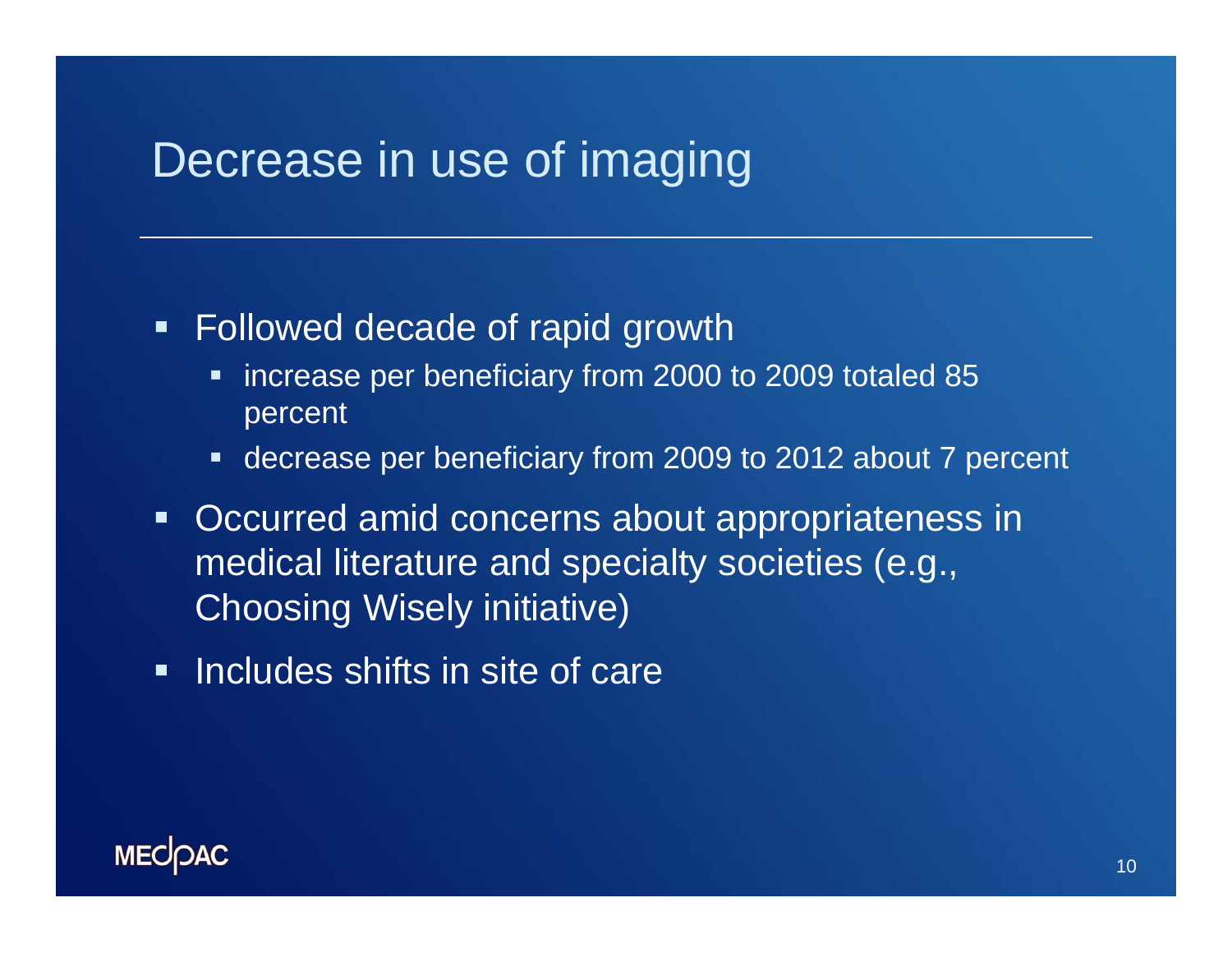# Decrease in use of imaging

- Followed decade of rapid growth
  - increase per beneficiary from 2000 to 2009 totaled 85 percent
  - decrease per beneficiary from 2009 to 2012 about 7 percent
- Occurred amid concerns about appropriateness in medical literature and specialty societies (e.g., Choosing Wisely initiative)
- Includes shifts in site of care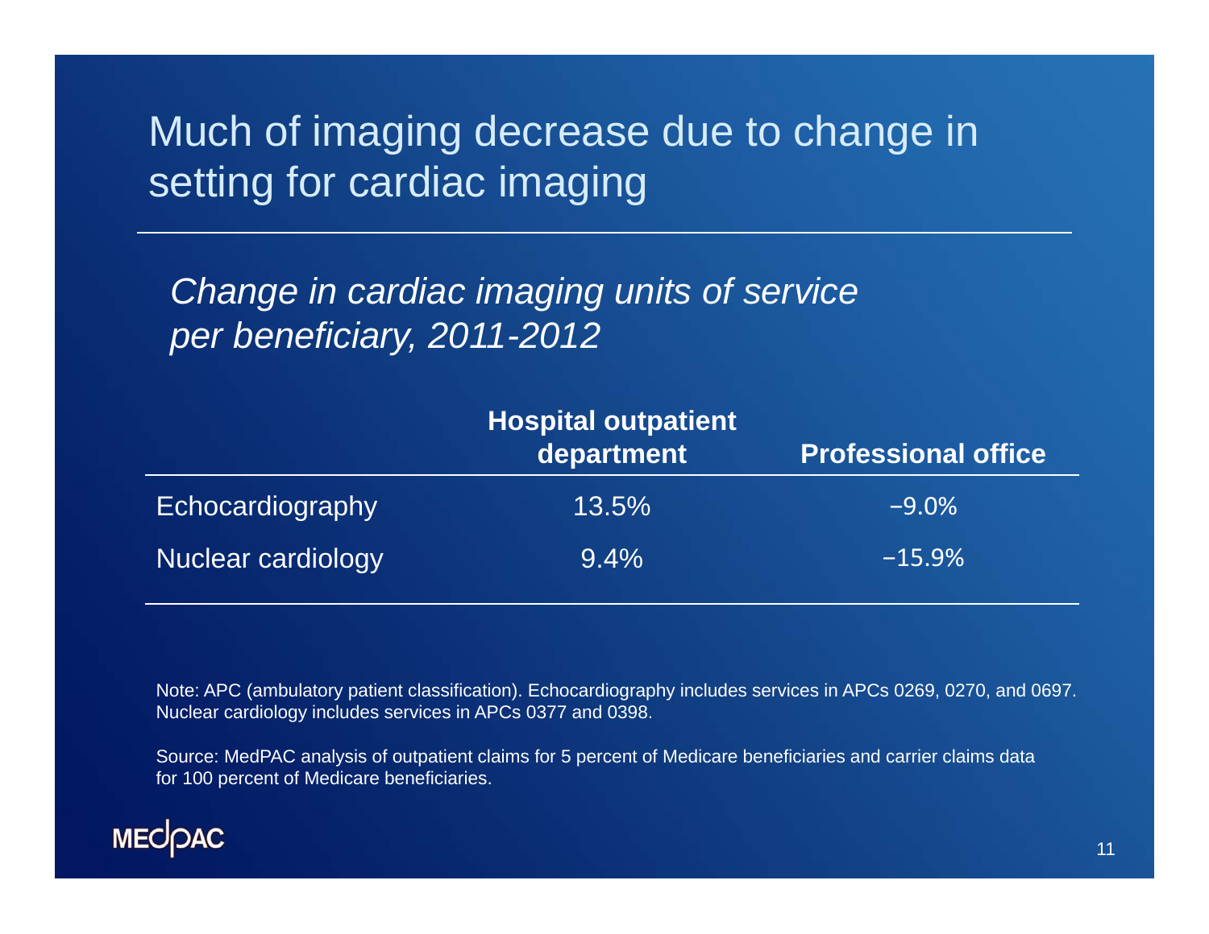# Much of imaging decrease due to change in setting for cardiac imaging

*Change in cardiac imaging units of service per beneficiary, 2011-2012*

| | **Hospital outpatient department** | **Professional office** |
|---|---|---|
| Echocardiography | 13.5% | −9.0% |
| Nuclear cardiology | 9.4% | −15.9% |

Note: APC (ambulatory patient classification). Echocardiography includes services in APCs 0269, 0270, and 0697. Nuclear cardiology includes services in APCs 0377 and 0398.

Source: MedPAC analysis of outpatient claims for 5 percent of Medicare beneficiaries and carrier claims data for 100 percent of Medicare beneficiaries.

MEDPAC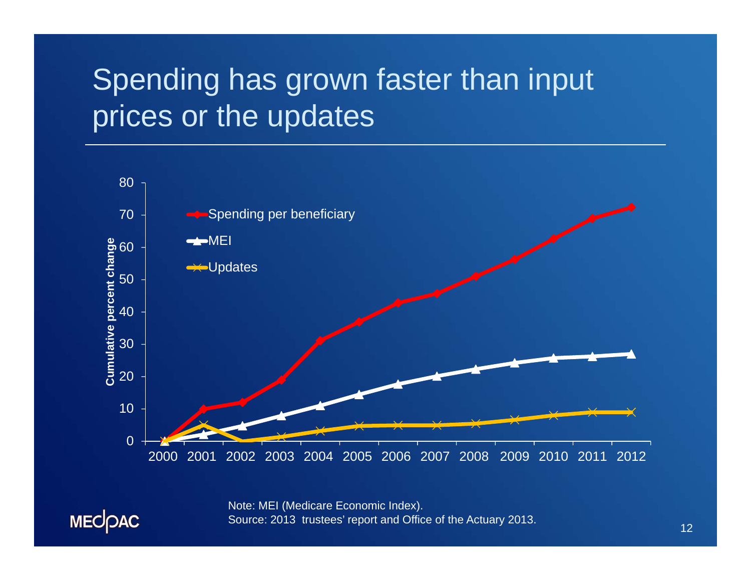# Spending has grown faster than input prices or the updates

| Year | Spending per beneficiary | MEI | Updates |
|---|---|---|---|
| 2000 | 0 | 0 | 0 |
| 2001 | 10 | 2 | 5 |
| 2002 | 12 | 5 | 0 |
| 2003 | 19 | 8 | 1.5 |
| 2004 | 31 | 11 | 3 |
| 2005 | 37 | 14.5 | 5 |
| 2006 | 43 | 18 | 5 |
| 2007 | 46 | 20 | 5 |
| 2008 | 51 | 22 | 5.5 |
| 2009 | 56 | 24 | 7 |
| 2010 | 63 | 26 | 8 |
| 2011 | 69 | 26 | 9 |
| 2012 | 72 | 27 | 9 |

Values are approximate readings from the chart; y-axis: Cumulative percent change.

Note: MEI (Medicare Economic Index).
Source: 2013 trustees' report and Office of the Actuary 2013.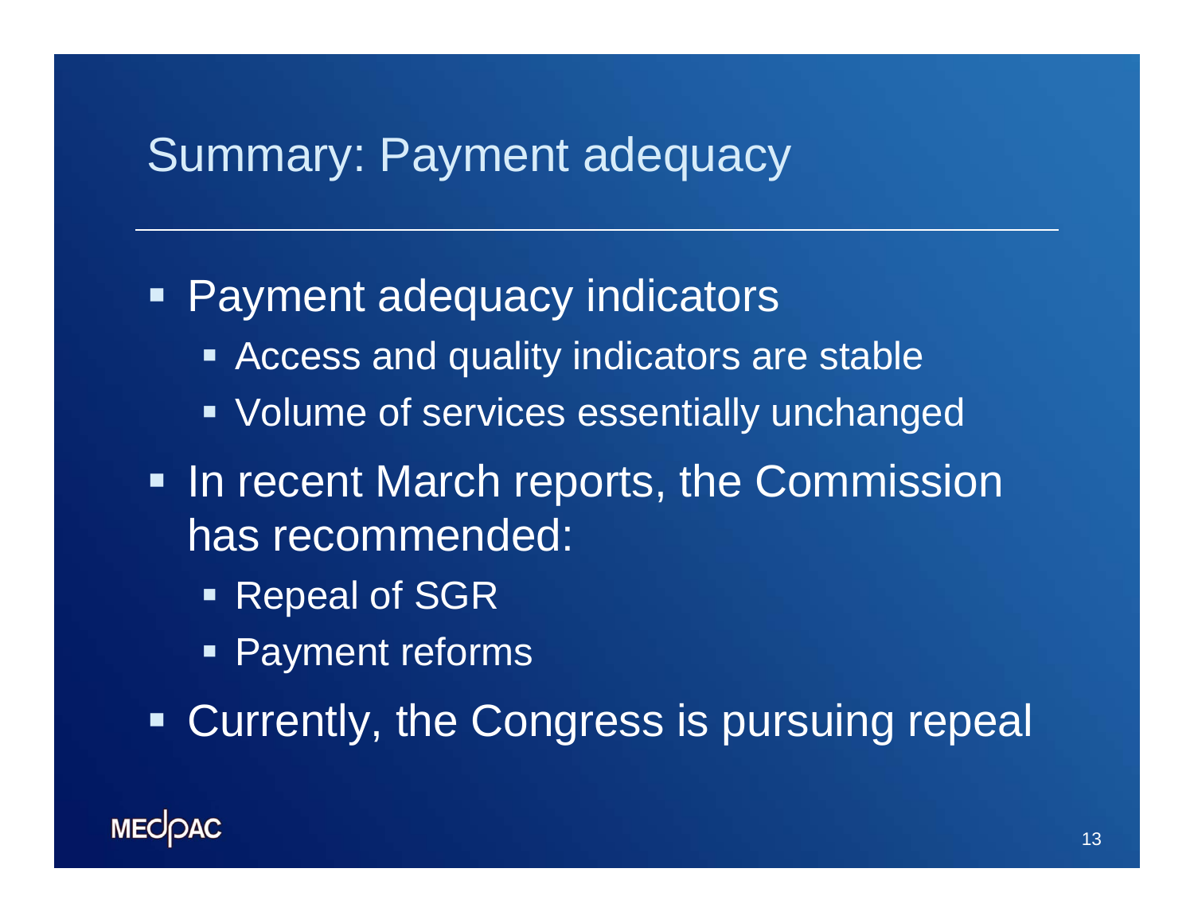# Summary: Payment adequacy

- Payment adequacy indicators
  - Access and quality indicators are stable
  - Volume of services essentially unchanged
- In recent March reports, the Commission has recommended:
  - Repeal of SGR
  - Payment reforms
- Currently, the Congress is pursuing repeal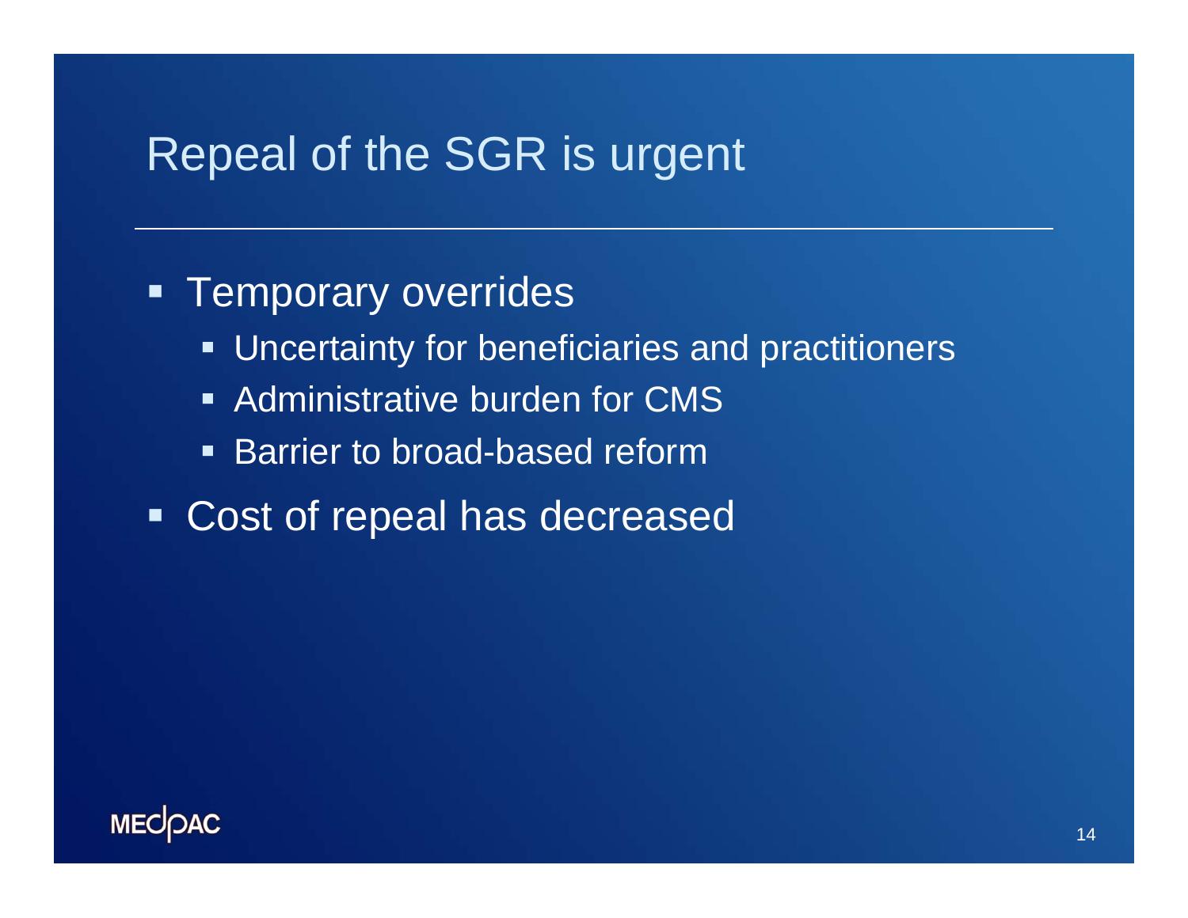# Repeal of the SGR is urgent

- Temporary overrides
  - Uncertainty for beneficiaries and practitioners
  - Administrative burden for CMS
  - Barrier to broad-based reform
- Cost of repeal has decreased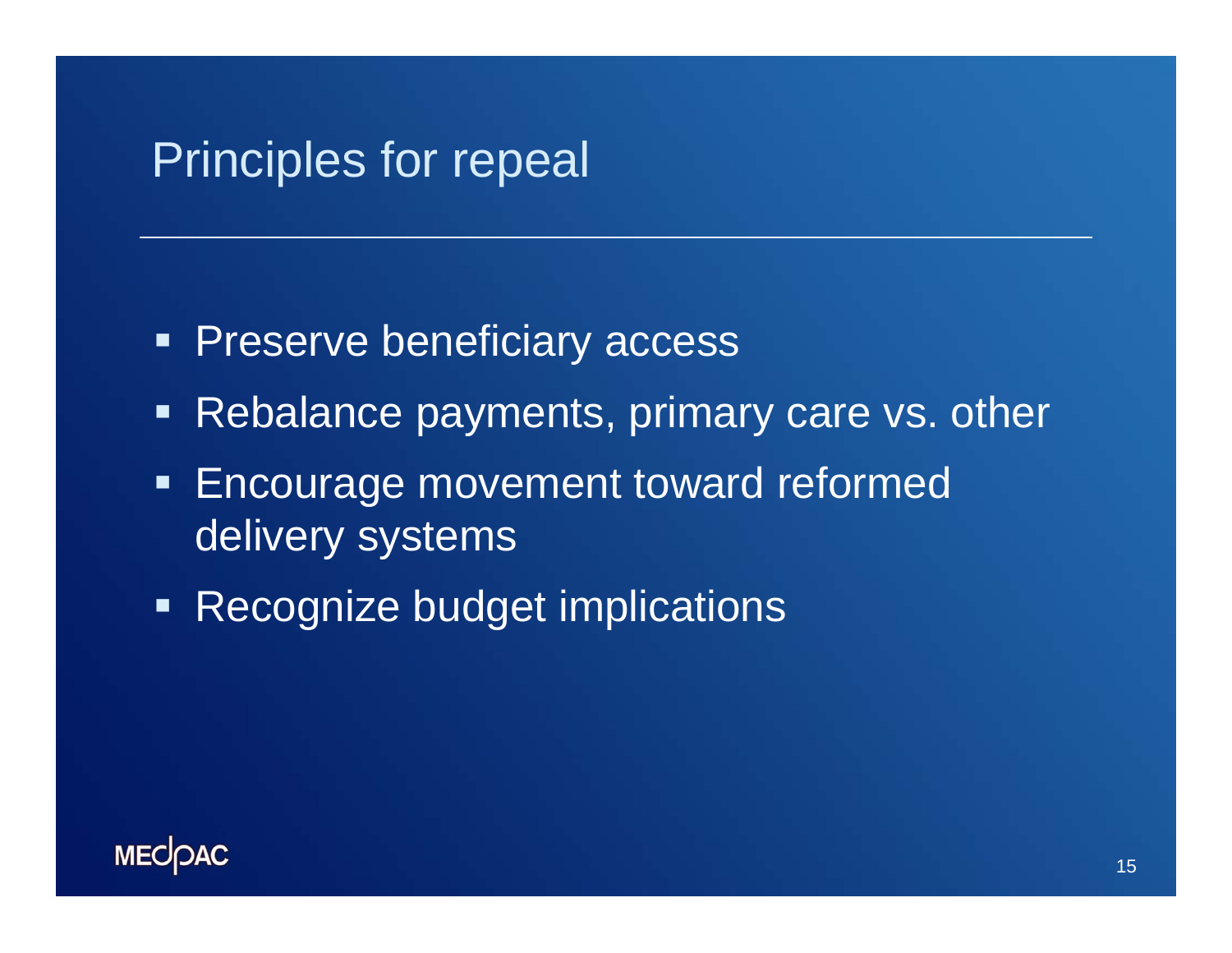# Principles for repeal

- Preserve beneficiary access
- Rebalance payments, primary care vs. other
- Encourage movement toward reformed delivery systems
- Recognize budget implications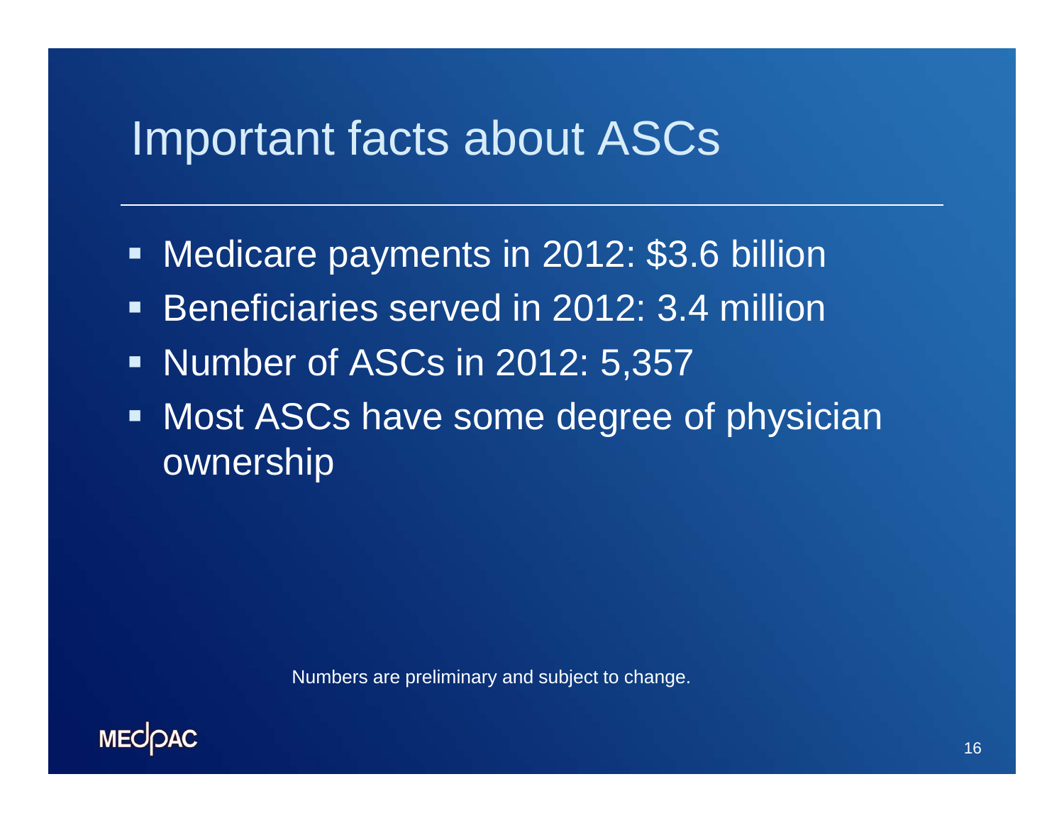# Important facts about ASCs

- Medicare payments in 2012: $3.6 billion
- Beneficiaries served in 2012: 3.4 million
- Number of ASCs in 2012: 5,357
- Most ASCs have some degree of physician ownership

Numbers are preliminary and subject to change.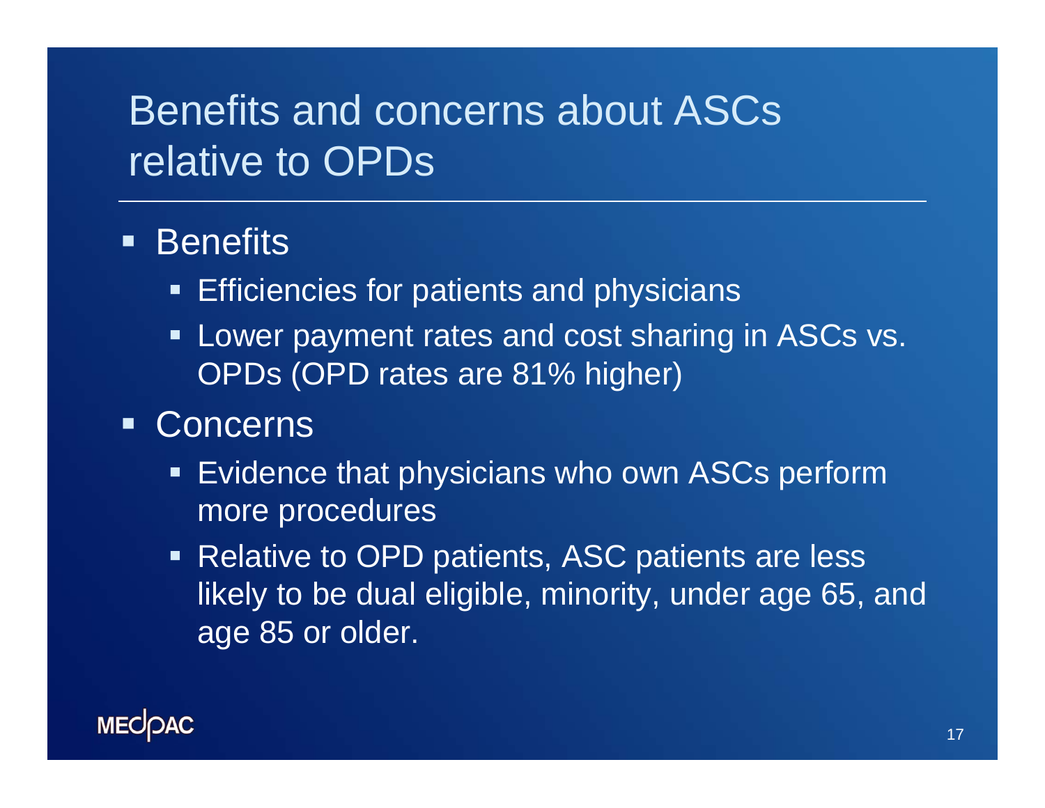# Benefits and concerns about ASCs relative to OPDs

- Benefits
  - Efficiencies for patients and physicians
  - Lower payment rates and cost sharing in ASCs vs. OPDs (OPD rates are 81% higher)
- Concerns
  - Evidence that physicians who own ASCs perform more procedures
  - Relative to OPD patients, ASC patients are less likely to be dual eligible, minority, under age 65, and age 85 or older.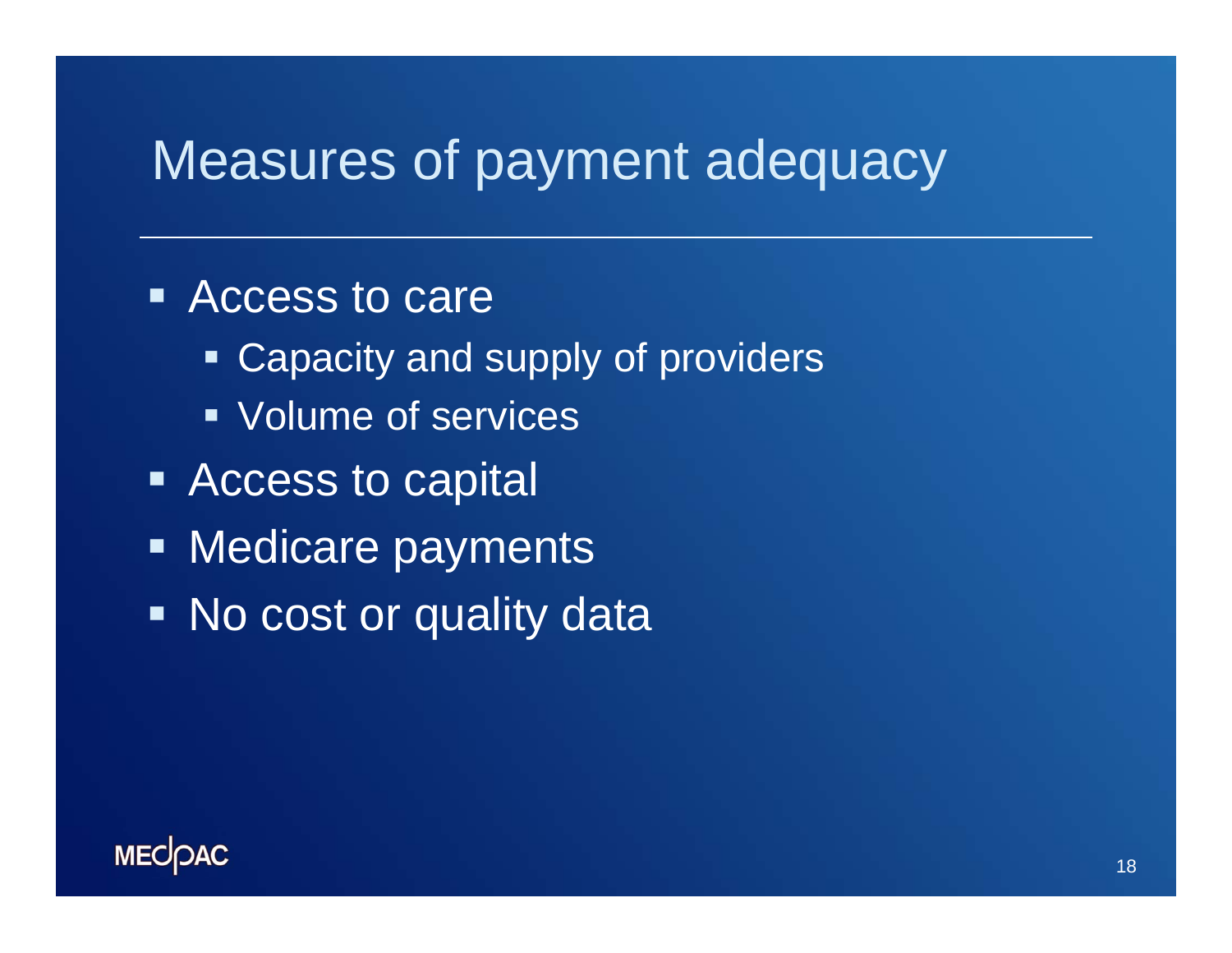# Measures of payment adequacy

- Access to care
  - Capacity and supply of providers
  - Volume of services
- Access to capital
- Medicare payments
- No cost or quality data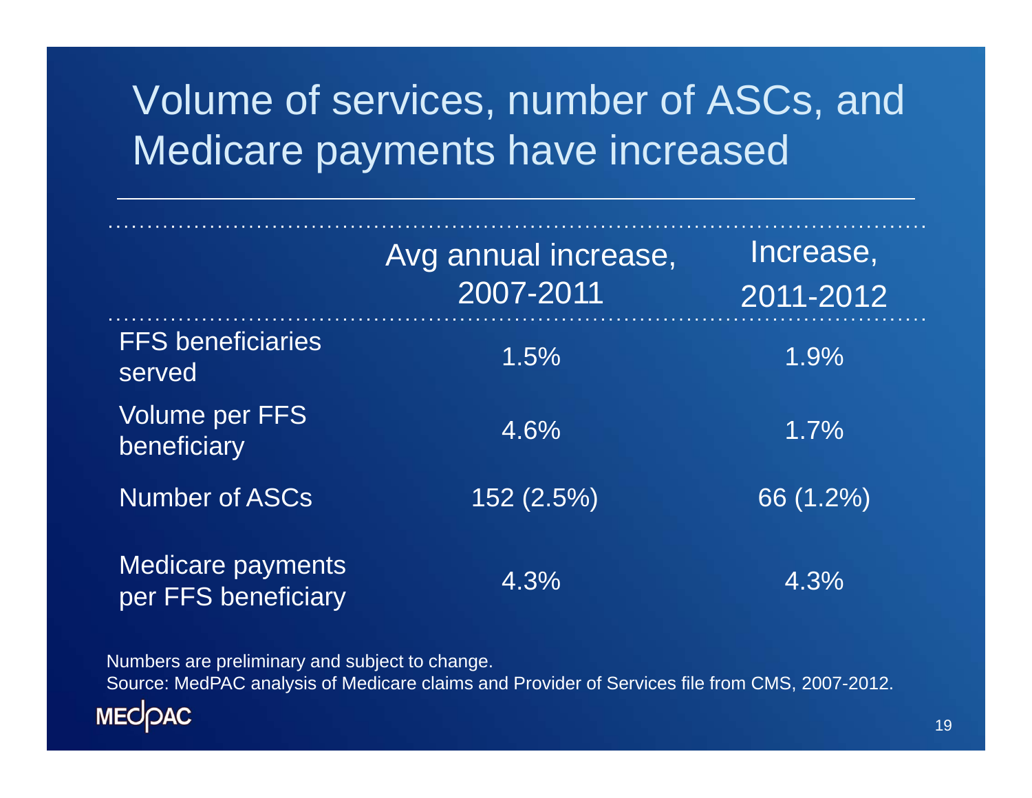# Volume of services, number of ASCs, and Medicare payments have increased

| | Avg annual increase, 2007-2011 | Increase, 2011-2012 |
|---|---|---|
| FFS beneficiaries served | 1.5% | 1.9% |
| Volume per FFS beneficiary | 4.6% | 1.7% |
| Number of ASCs | 152 (2.5%) | 66 (1.2%) |
| Medicare payments per FFS beneficiary | 4.3% | 4.3% |

Numbers are preliminary and subject to change.

Source: MedPAC analysis of Medicare claims and Provider of Services file from CMS, 2007-2012.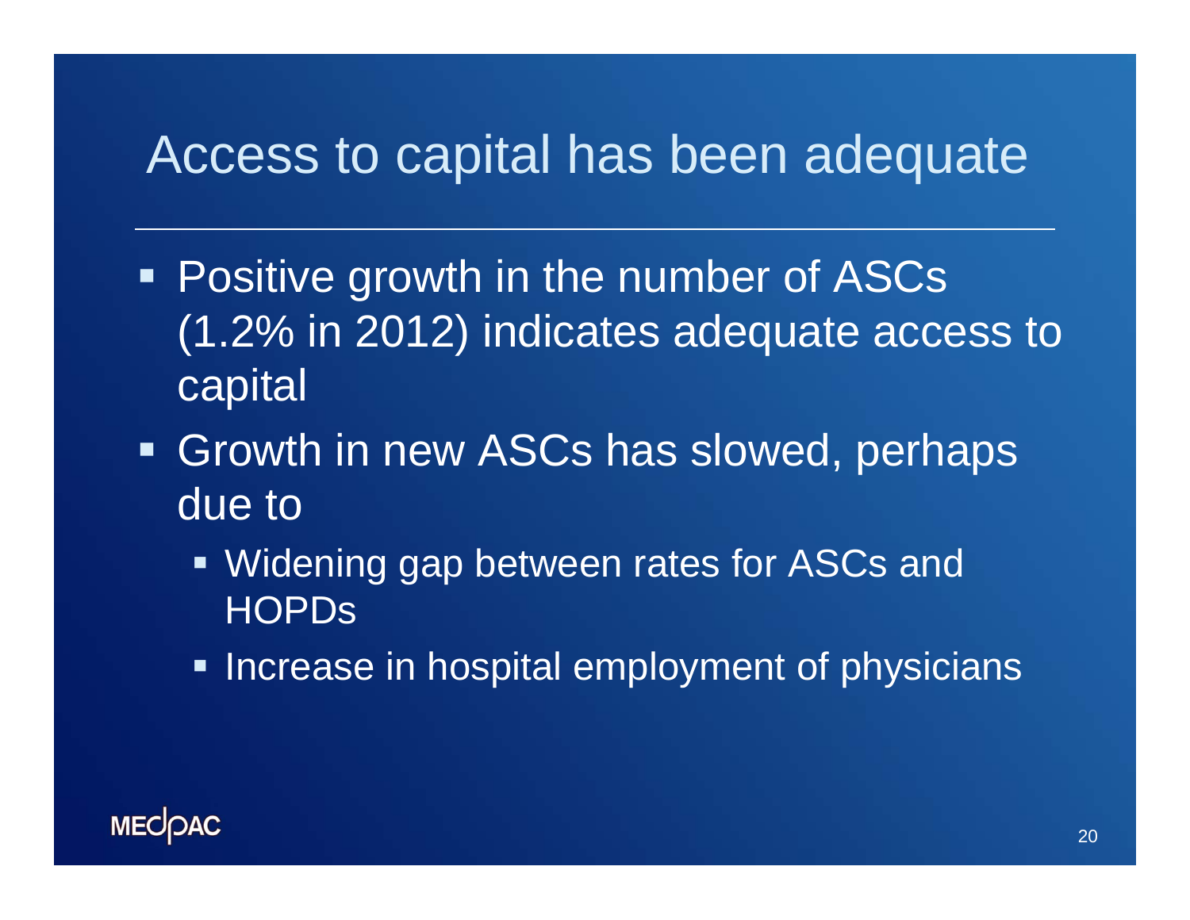# Access to capital has been adequate

- Positive growth in the number of ASCs (1.2% in 2012) indicates adequate access to capital
- Growth in new ASCs has slowed, perhaps due to
  - Widening gap between rates for ASCs and HOPDs
  - Increase in hospital employment of physicians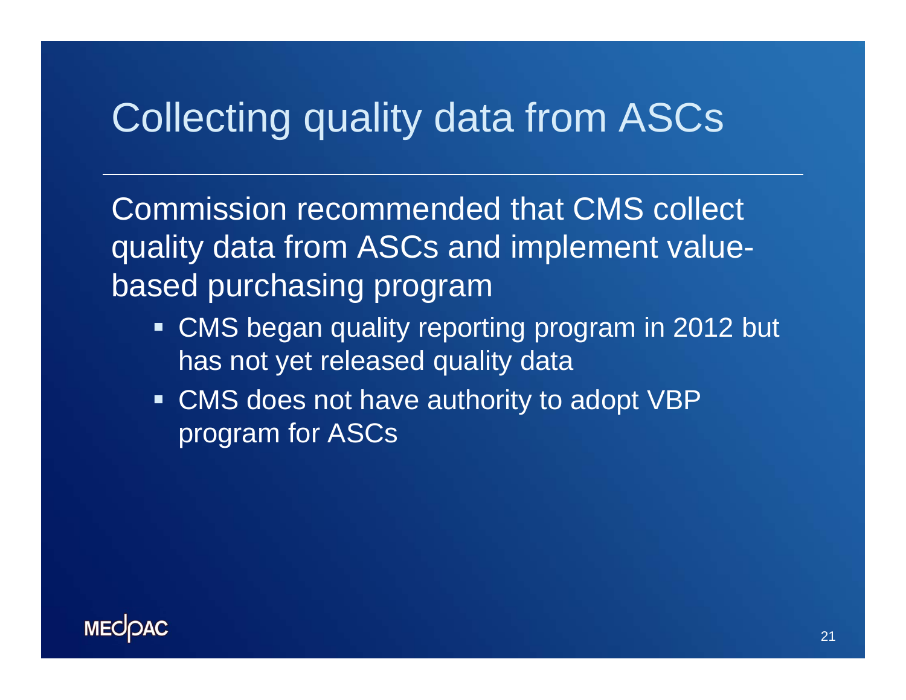# Collecting quality data from ASCs

Commission recommended that CMS collect quality data from ASCs and implement value-based purchasing program

- CMS began quality reporting program in 2012 but has not yet released quality data
- CMS does not have authority to adopt VBP program for ASCs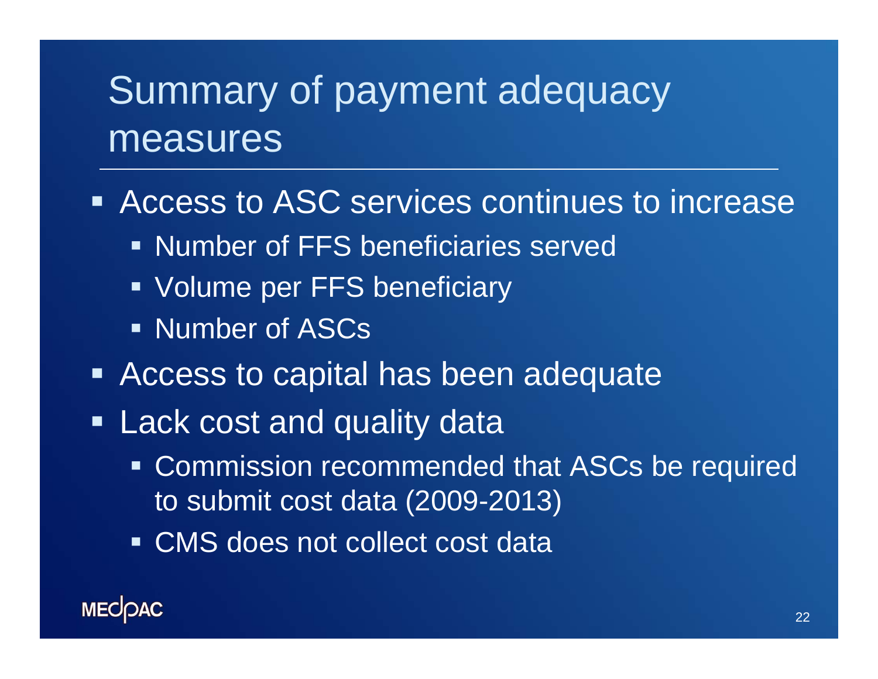# Summary of payment adequacy measures

- Access to ASC services continues to increase
  - Number of FFS beneficiaries served
  - Volume per FFS beneficiary
  - Number of ASCs
- Access to capital has been adequate
- Lack cost and quality data
  - Commission recommended that ASCs be required to submit cost data (2009-2013)
  - CMS does not collect cost data